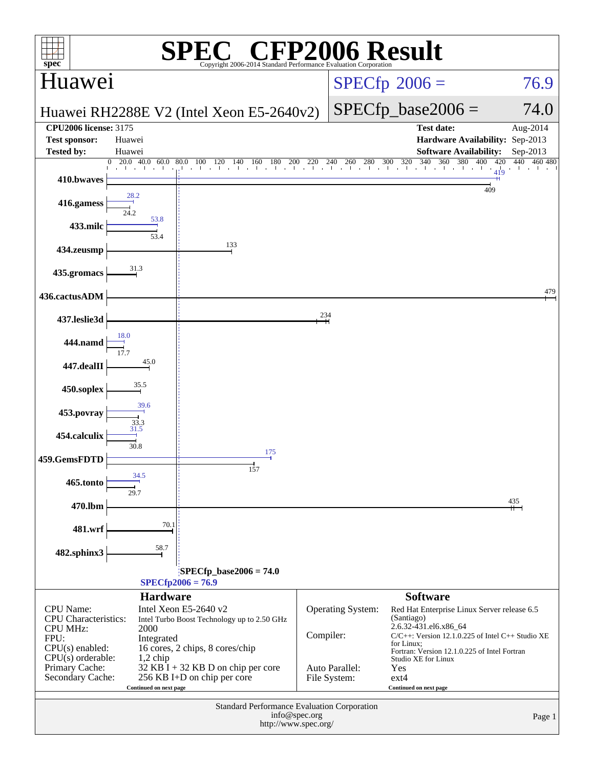# SPEC® CFP2006 Result

Copyright 2006-2014 Standard Performance Evaluation Corporation

## Huawei

Huawei RH2288E V2 (Intel Xeon E5-2640v2)

SPECfp 2006 = 76.9

SPECfp_base2006 = 74.0

| | | | |
|---|---|---|---|
| **CPU2006 license:** 3175 | | **Test date:** | Aug-2014 |
| **Test sponsor:** | Huawei | **Hardware Availability:** | Sep-2013 |
| **Tested by:** | Huawei | **Software Availability:** | Sep-2013 |

| Benchmark | Peak | Base |
|---|---|---|
| 410.bwaves | 419 | 409 |
| 416.gamess | 28.2 | 24.2 |
| 433.milc | 53.8 | 53.4 |
| 434.zeusmp | 133 | |
| 435.gromacs | 31.3 | |
| 436.cactusADM | 479 | |
| 437.leslie3d | 234 | |
| 444.namd | 18.0 | 17.7 |
| 447.dealII | 45.0 | |
| 450.soplex | 35.5 | |
| 453.povray | 39.6 | 33.3 |
| 454.calculix | 31.5 | 30.8 |
| 459.GemsFDTD | 175 | 157 |
| 465.tonto | 34.5 | 29.7 |
| 470.lbm | 435 | |
| 481.wrf | 70.1 | |
| 482.sphinx3 | 58.7 | |

SPECfp_base2006 = 74.0

SPECfp2006 = 76.9

## Hardware

| | |
|---|---|
| CPU Name: | Intel Xeon E5-2640 v2 |
| CPU Characteristics: | Intel Turbo Boost Technology up to 2.50 GHz |
| CPU MHz: | 2000 |
| FPU: | Integrated |
| CPU(s) enabled: | 16 cores, 2 chips, 8 cores/chip |
| CPU(s) orderable: | 1,2 chip |
| Primary Cache: | 32 KB I + 32 KB D on chip per core |
| Secondary Cache: | 256 KB I+D on chip per core |

Continued on next page

## Software

| | |
|---|---|
| Operating System: | Red Hat Enterprise Linux Server release 6.5 (Santiago) 2.6.32-431.el6.x86_64 |
| Compiler: | C/C++: Version 12.1.0.225 of Intel C++ Studio XE for Linux; Fortran: Version 12.1.0.225 of Intel Fortran Studio XE for Linux |
| Auto Parallel: | Yes |
| File System: | ext4 |

Continued on next page

Standard Performance Evaluation Corporation
info@spec.org
http://www.spec.org/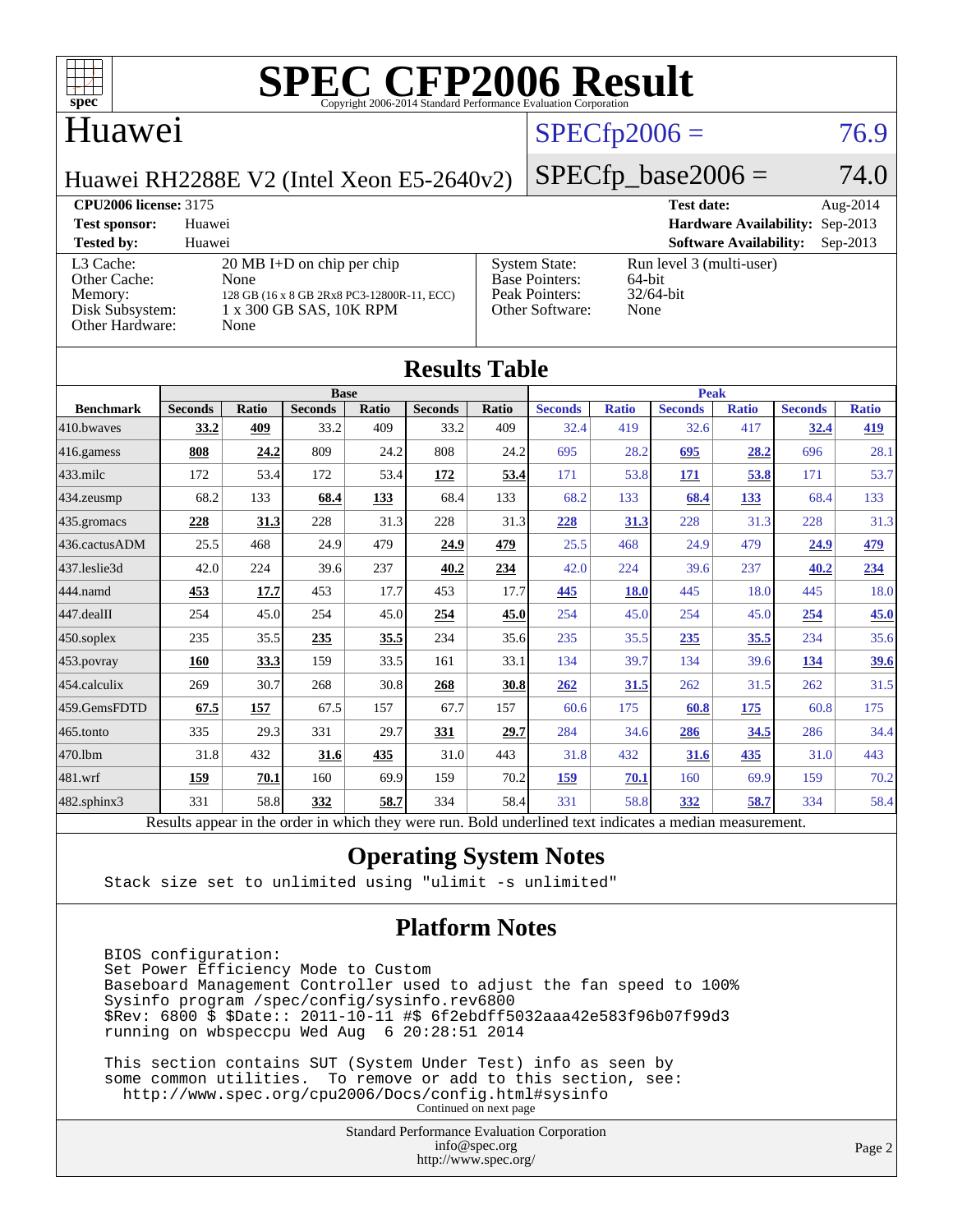# SPEC CFP2006 Result

Copyright 2006-2014 Standard Performance Evaluation Corporation

## Huawei

Huawei RH2288E V2 (Intel Xeon E5-2640v2)

SPECfp2006 = 76.9

SPECfp_base2006 = 74.0

| | | | |
|---|---|---|---|
| **CPU2006 license:** 3175 | | **Test date:** | Aug-2014 |
| **Test sponsor:** | Huawei | **Hardware Availability:** | Sep-2013 |
| **Tested by:** | Huawei | **Software Availability:** | Sep-2013 |

| | | | |
|---|---|---|---|
| L3 Cache: | 20 MB I+D on chip per chip | System State: | Run level 3 (multi-user) |
| Other Cache: | None | Base Pointers: | 64-bit |
| Memory: | 128 GB (16 x 8 GB 2Rx8 PC3-12800R-11, ECC) | Peak Pointers: | 32/64-bit |
| Disk Subsystem: | 1 x 300 GB SAS, 10K RPM | Other Software: | None |
| Other Hardware: | None | | |

## Results Table

| Benchmark | Base | | | | | | Peak | | | | | |
|---|---|---|---|---|---|---|---|---|---|---|---|---|
| | Seconds | Ratio | Seconds | Ratio | Seconds | Ratio | Seconds | Ratio | Seconds | Ratio | Seconds | Ratio |
| 410.bwaves | **33.2** | **409** | 33.2 | 409 | 33.2 | 409 | 32.4 | 419 | 32.6 | 417 | **32.4** | **419** |
| 416.gamess | **808** | **24.2** | 809 | 24.2 | 808 | 24.2 | 695 | 28.2 | **695** | **28.2** | 696 | 28.1 |
| 433.milc | 172 | 53.4 | 172 | 53.4 | **172** | **53.4** | 171 | 53.8 | **171** | **53.8** | 171 | 53.7 |
| 434.zeusmp | 68.2 | 133 | **68.4** | **133** | 68.4 | 133 | 68.2 | 133 | **68.4** | **133** | 68.4 | 133 |
| 435.gromacs | **228** | **31.3** | 228 | 31.3 | 228 | 31.3 | **228** | **31.3** | 228 | 31.3 | 228 | 31.3 |
| 436.cactusADM | 25.5 | 468 | 24.9 | 479 | **24.9** | **479** | 25.5 | 468 | 24.9 | 479 | **24.9** | **479** |
| 437.leslie3d | 42.0 | 224 | 39.6 | 237 | **40.2** | **234** | 42.0 | 224 | 39.6 | 237 | **40.2** | **234** |
| 444.namd | **453** | **17.7** | 453 | 17.7 | 453 | 17.7 | **445** | **18.0** | 445 | 18.0 | 445 | 18.0 |
| 447.dealII | 254 | 45.0 | 254 | 45.0 | **254** | **45.0** | 254 | 45.0 | 254 | 45.0 | **254** | **45.0** |
| 450.soplex | 235 | 35.5 | **235** | **35.5** | 234 | 35.6 | 235 | 35.5 | **235** | **35.5** | 234 | 35.6 |
| 453.povray | **160** | **33.3** | 159 | 33.5 | 161 | 33.1 | 134 | 39.7 | 134 | 39.6 | **134** | **39.6** |
| 454.calculix | 269 | 30.7 | 268 | 30.8 | **268** | **30.8** | **262** | **31.5** | 262 | 31.5 | 262 | 31.5 |
| 459.GemsFDTD | **67.5** | **157** | 67.5 | 157 | 67.7 | 157 | 60.6 | 175 | **60.8** | **175** | 60.8 | 175 |
| 465.tonto | 335 | 29.3 | 331 | 29.7 | **331** | **29.7** | 284 | 34.6 | **286** | **34.5** | 286 | 34.4 |
| 470.lbm | 31.8 | 432 | **31.6** | **435** | 31.0 | 443 | 31.8 | 432 | **31.6** | **435** | 31.0 | 443 |
| 481.wrf | **159** | **70.1** | 160 | 69.9 | 159 | 70.2 | **159** | **70.1** | 160 | 69.9 | 159 | 70.2 |
| 482.sphinx3 | 331 | 58.8 | **332** | **58.7** | 334 | 58.4 | 331 | 58.8 | **332** | **58.7** | 334 | 58.4 |

Results appear in the order in which they were run. Bold underlined text indicates a median measurement.

## Operating System Notes

```
Stack size set to unlimited using "ulimit -s unlimited"
```

## Platform Notes

```
BIOS configuration:
Set Power Efficiency Mode to Custom
Baseboard Management Controller used to adjust the fan speed to 100%
Sysinfo program /spec/config/sysinfo.rev6800
$Rev: 6800 $ $Date:: 2011-10-11 #$ 6f2ebdff5032aaa42e583f96b07f99d3
running on wbspeccpu Wed Aug  6 20:28:51 2014

This section contains SUT (System Under Test) info as seen by
some common utilities.  To remove or add to this section, see:
  http://www.spec.org/cpu2006/Docs/config.html#sysinfo
```

Continued on next page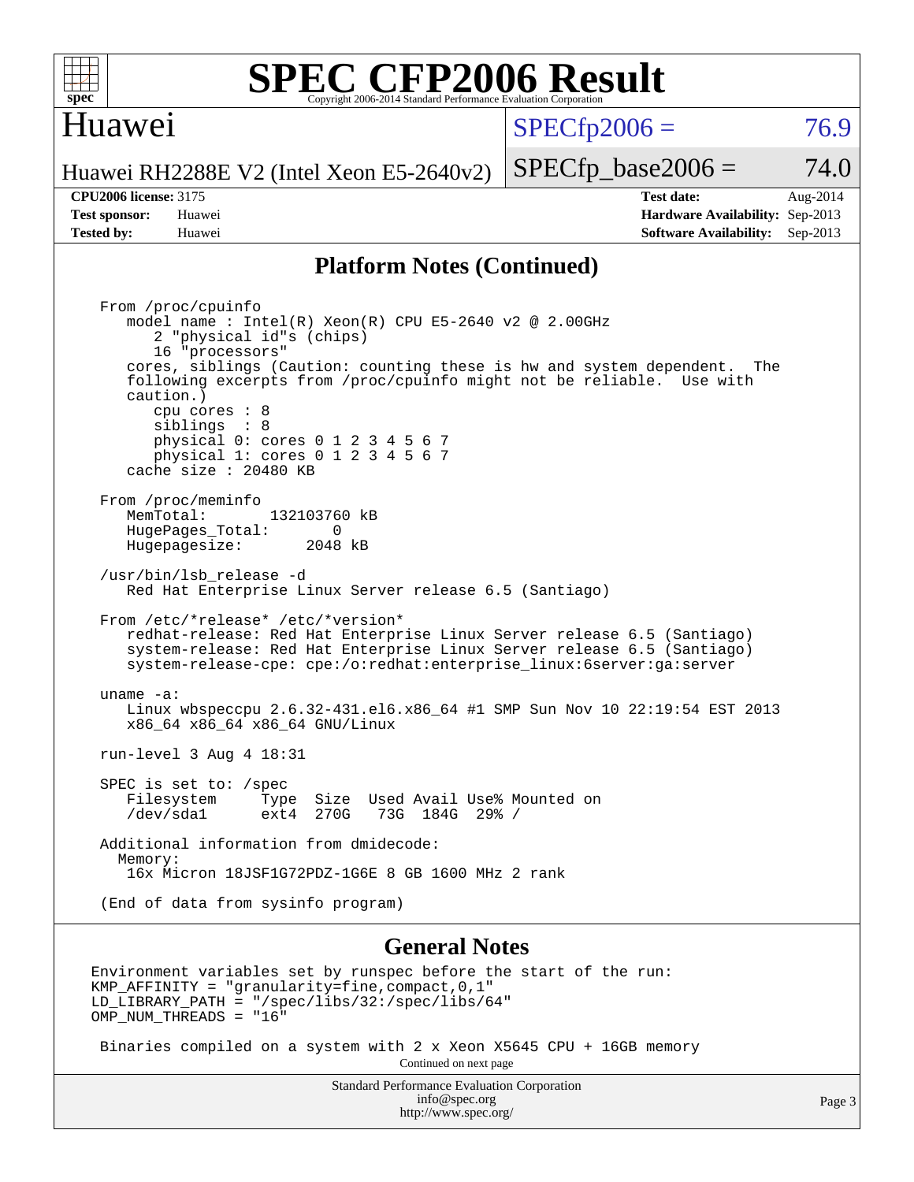## Platform Notes (Continued)

```
From /proc/cpuinfo
   model name : Intel(R) Xeon(R) CPU E5-2640 v2 @ 2.00GHz
      2 "physical id"s (chips)
      16 "processors"
   cores, siblings (Caution: counting these is hw and system dependent.  The
   following excerpts from /proc/cpuinfo might not be reliable.  Use with
   caution.)
      cpu cores : 8
      siblings  : 8
      physical 0: cores 0 1 2 3 4 5 6 7
      physical 1: cores 0 1 2 3 4 5 6 7
   cache size : 20480 KB

From /proc/meminfo
   MemTotal:       132103760 kB
   HugePages_Total:       0
   Hugepagesize:       2048 kB

/usr/bin/lsb_release -d
   Red Hat Enterprise Linux Server release 6.5 (Santiago)

From /etc/*release* /etc/*version*
   redhat-release: Red Hat Enterprise Linux Server release 6.5 (Santiago)
   system-release: Red Hat Enterprise Linux Server release 6.5 (Santiago)
   system-release-cpe: cpe:/o:redhat:enterprise_linux:6server:ga:server

uname -a:
   Linux wbspeccpu 2.6.32-431.el6.x86_64 #1 SMP Sun Nov 10 22:19:54 EST 2013
   x86_64 x86_64 x86_64 GNU/Linux

run-level 3 Aug 4 18:31

SPEC is set to: /spec
   Filesystem     Type  Size  Used Avail Use% Mounted on
   /dev/sda1      ext4  270G   73G  184G  29% /

Additional information from dmidecode:
  Memory:
   16x Micron 18JSF1G72PDZ-1G6E 8 GB 1600 MHz 2 rank

(End of data from sysinfo program)
```

## General Notes

```
Environment variables set by runspec before the start of the run:
KMP_AFFINITY = "granularity=fine,compact,0,1"
LD_LIBRARY_PATH = "/spec/libs/32:/spec/libs/64"
OMP_NUM_THREADS = "16"

 Binaries compiled on a system with 2 x Xeon X5645 CPU + 16GB memory
```

Continued on next page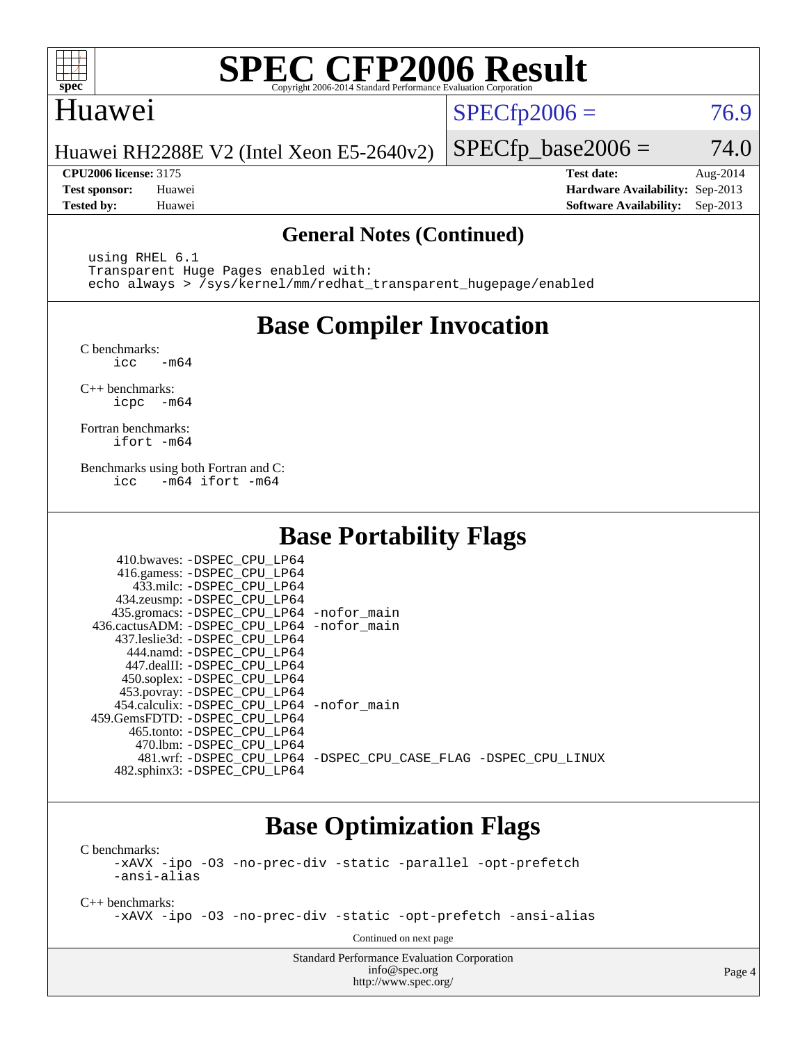# SPEC CFP2006 Result

Copyright 2006-2014 Standard Performance Evaluation Corporation

## Huawei

Huawei RH2288E V2 (Intel Xeon E5-2640v2)

SPECfp2006 = 76.9

SPECfp_base2006 = 74.0

**CPU2006 license:** 3175
**Test sponsor:** Huawei
**Tested by:** Huawei

**Test date:** Aug-2014
**Hardware Availability:** Sep-2013
**Software Availability:** Sep-2013

### General Notes (Continued)

```
using RHEL 6.1
Transparent Huge Pages enabled with:
echo always > /sys/kernel/mm/redhat_transparent_hugepage/enabled
```

## Base Compiler Invocation

C benchmarks:
```
icc   -m64
```

C++ benchmarks:
```
icpc  -m64
```

Fortran benchmarks:
```
ifort -m64
```

Benchmarks using both Fortran and C:
```
icc   -m64 ifort -m64
```

## Base Portability Flags

```
   410.bwaves: -DSPEC_CPU_LP64
   416.gamess: -DSPEC_CPU_LP64
     433.milc: -DSPEC_CPU_LP64
   434.zeusmp: -DSPEC_CPU_LP64
  435.gromacs: -DSPEC_CPU_LP64 -nofor_main
 436.cactusADM: -DSPEC_CPU_LP64 -nofor_main
  437.leslie3d: -DSPEC_CPU_LP64
     444.namd: -DSPEC_CPU_LP64
   447.dealII: -DSPEC_CPU_LP64
   450.soplex: -DSPEC_CPU_LP64
   453.povray: -DSPEC_CPU_LP64
  454.calculix: -DSPEC_CPU_LP64 -nofor_main
 459.GemsFDTD: -DSPEC_CPU_LP64
    465.tonto: -DSPEC_CPU_LP64
      470.lbm: -DSPEC_CPU_LP64
      481.wrf: -DSPEC_CPU_LP64 -DSPEC_CPU_CASE_FLAG -DSPEC_CPU_LINUX
  482.sphinx3: -DSPEC_CPU_LP64
```

## Base Optimization Flags

C benchmarks:
```
-xAVX -ipo -O3 -no-prec-div -static -parallel -opt-prefetch
-ansi-alias
```

C++ benchmarks:
```
-xAVX -ipo -O3 -no-prec-div -static -opt-prefetch -ansi-alias
```

Continued on next page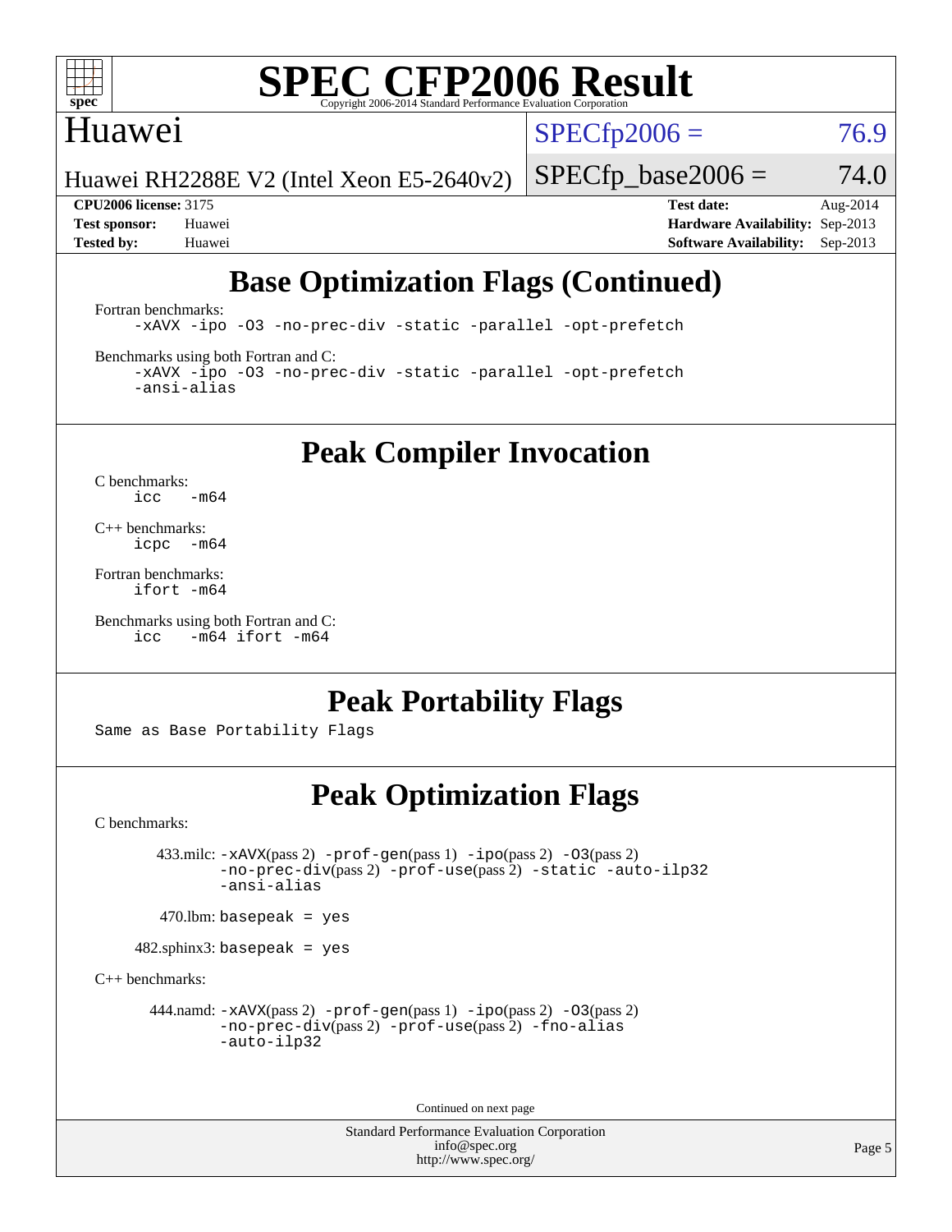# SPEC CFP2006 Result

Copyright 2006-2014 Standard Performance Evaluation Corporation

**Huawei**

Huawei RH2288E V2 (Intel Xeon E5-2640v2)

SPECfp2006 = 76.9

SPECfp_base2006 = 74.0

**CPU2006 license:** 3175
**Test sponsor:** Huawei
**Tested by:** Huawei

**Test date:** Aug-2014
**Hardware Availability:** Sep-2013
**Software Availability:** Sep-2013

## Base Optimization Flags (Continued)

Fortran benchmarks:

```
-xAVX -ipo -O3 -no-prec-div -static -parallel -opt-prefetch
```

Benchmarks using both Fortran and C:

```
-xAVX -ipo -O3 -no-prec-div -static -parallel -opt-prefetch
-ansi-alias
```

## Peak Compiler Invocation

C benchmarks:

```
icc   -m64
```

C++ benchmarks:

```
icpc  -m64
```

Fortran benchmarks:

```
ifort -m64
```

Benchmarks using both Fortran and C:

```
icc   -m64 ifort -m64
```

## Peak Portability Flags

Same as Base Portability Flags

## Peak Optimization Flags

C benchmarks:

433.milc: -xAVX(pass 2) -prof-gen(pass 1) -ipo(pass 2) -O3(pass 2) -no-prec-div(pass 2) -prof-use(pass 2) -static -auto-ilp32 -ansi-alias

470.lbm: basepeak = yes

482.sphinx3: basepeak = yes

C++ benchmarks:

444.namd: -xAVX(pass 2) -prof-gen(pass 1) -ipo(pass 2) -O3(pass 2) -no-prec-div(pass 2) -prof-use(pass 2) -fno-alias -auto-ilp32

Continued on next page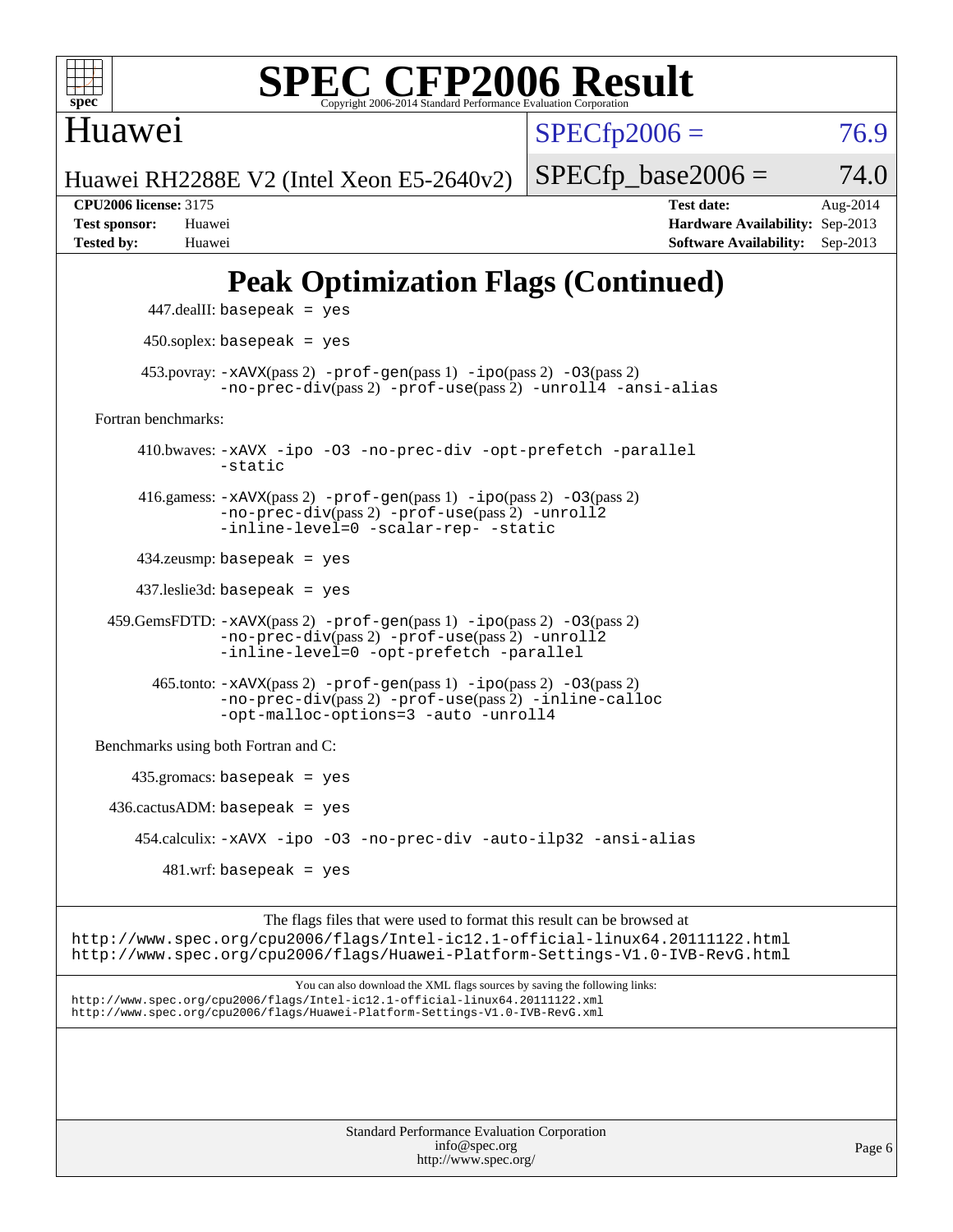# SPEC CFP2006 Result

Copyright 2006-2014 Standard Performance Evaluation Corporation

## Huawei

Huawei RH2288E V2 (Intel Xeon E5-2640v2)

SPECfp2006 = 76.9

SPECfp_base2006 = 74.0

**CPU2006 license:** 3175
**Test sponsor:** Huawei
**Tested by:** Huawei

**Test date:** Aug-2014
**Hardware Availability:** Sep-2013
**Software Availability:** Sep-2013

## Peak Optimization Flags (Continued)

447.dealII: basepeak = yes

450.soplex: basepeak = yes

453.povray: -xAVX(pass 2) -prof-gen(pass 1) -ipo(pass 2) -O3(pass 2) -no-prec-div(pass 2) -prof-use(pass 2) -unroll4 -ansi-alias

Fortran benchmarks:

410.bwaves: -xAVX -ipo -O3 -no-prec-div -opt-prefetch -parallel -static

416.gamess: -xAVX(pass 2) -prof-gen(pass 1) -ipo(pass 2) -O3(pass 2) -no-prec-div(pass 2) -prof-use(pass 2) -unroll2 -inline-level=0 -scalar-rep- -static

434.zeusmp: basepeak = yes

437.leslie3d: basepeak = yes

459.GemsFDTD: -xAVX(pass 2) -prof-gen(pass 1) -ipo(pass 2) -O3(pass 2) -no-prec-div(pass 2) -prof-use(pass 2) -unroll2 -inline-level=0 -opt-prefetch -parallel

465.tonto: -xAVX(pass 2) -prof-gen(pass 1) -ipo(pass 2) -O3(pass 2) -no-prec-div(pass 2) -prof-use(pass 2) -inline-calloc -opt-malloc-options=3 -auto -unroll4

Benchmarks using both Fortran and C:

435.gromacs: basepeak = yes

436.cactusADM: basepeak = yes

454.calculix: -xAVX -ipo -O3 -no-prec-div -auto-ilp32 -ansi-alias

481.wrf: basepeak = yes

The flags files that were used to format this result can be browsed at
http://www.spec.org/cpu2006/flags/Intel-ic12.1-official-linux64.20111122.html
http://www.spec.org/cpu2006/flags/Huawei-Platform-Settings-V1.0-IVB-RevG.html

You can also download the XML flags sources by saving the following links:
http://www.spec.org/cpu2006/flags/Intel-ic12.1-official-linux64.20111122.xml
http://www.spec.org/cpu2006/flags/Huawei-Platform-Settings-V1.0-IVB-RevG.xml

Standard Performance Evaluation Corporation
info@spec.org
http://www.spec.org/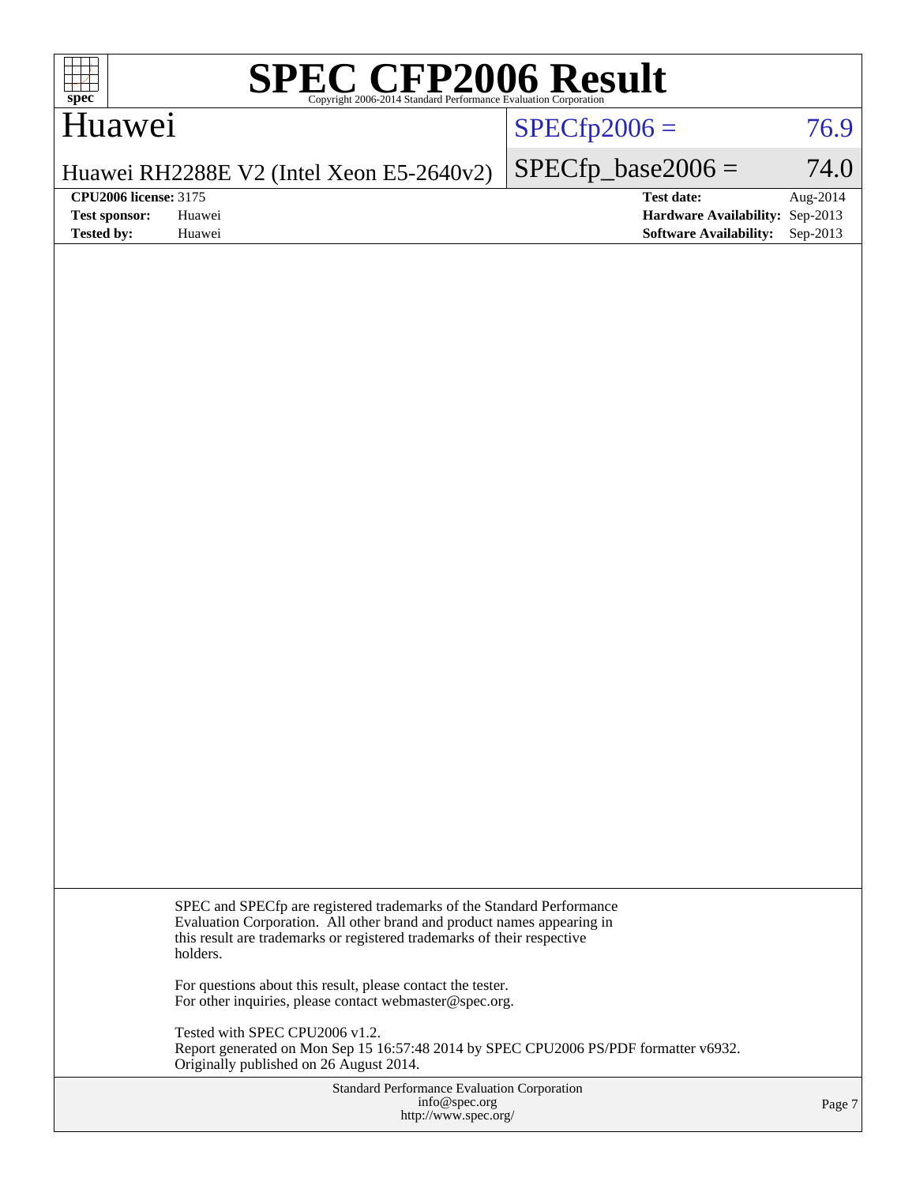# SPEC CFP2006 Result

Copyright 2006-2014 Standard Performance Evaluation Corporation

Huawei

Huawei RH2288E V2 (Intel Xeon E5-2640v2)

SPECfp2006 = 76.9

SPECfp_base2006 = 74.0

**CPU2006 license:** 3175
**Test sponsor:** Huawei
**Tested by:** Huawei

**Test date:** Aug-2014
**Hardware Availability:** Sep-2013
**Software Availability:** Sep-2013

SPEC and SPECfp are registered trademarks of the Standard Performance Evaluation Corporation. All other brand and product names appearing in this result are trademarks or registered trademarks of their respective holders.

For questions about this result, please contact the tester.
For other inquiries, please contact webmaster@spec.org.

Tested with SPEC CPU2006 v1.2.
Report generated on Mon Sep 15 16:57:48 2014 by SPEC CPU2006 PS/PDF formatter v6932.
Originally published on 26 August 2014.

Standard Performance Evaluation Corporation
info@spec.org
http://www.spec.org/